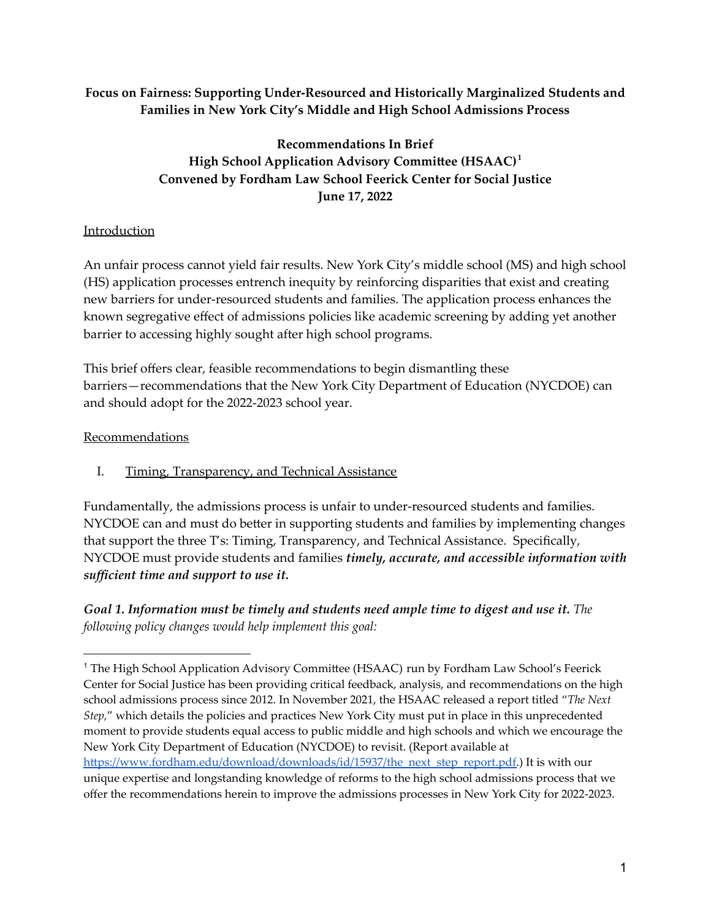**Focus on Fairness: Supporting Under-Resourced and Historically Marginalized Students and Families in New York City's Middle and High School Admissions Process**

**Recommendations In Brief**
**High School Application Advisory Committee (HSAAC)[1]**
**Convened by Fordham Law School Feerick Center for Social Justice**
**June 17, 2022**

## Introduction

An unfair process cannot yield fair results. New York City's middle school (MS) and high school (HS) application processes entrench inequity by reinforcing disparities that exist and creating new barriers for under-resourced students and families. The application process enhances the known segregative effect of admissions policies like academic screening by adding yet another barrier to accessing highly sought after high school programs.

This brief offers clear, feasible recommendations to begin dismantling these barriers—recommendations that the New York City Department of Education (NYCDOE) can and should adopt for the 2022-2023 school year.

## Recommendations

### I. Timing, Transparency, and Technical Assistance

Fundamentally, the admissions process is unfair to under-resourced students and families. NYCDOE can and must do better in supporting students and families by implementing changes that support the three T's: Timing, Transparency, and Technical Assistance. Specifically, NYCDOE must provide students and families ***timely, accurate, and accessible information with sufficient time and support to use it.***

***Goal 1. Information must be timely and students need ample time to digest and use it.*** *The following policy changes would help implement this goal:*

---

[1] The High School Application Advisory Committee (HSAAC) run by Fordham Law School's Feerick Center for Social Justice has been providing critical feedback, analysis, and recommendations on the high school admissions process since 2012. In November 2021, the HSAAC released a report titled "*The Next Step*," which details the policies and practices New York City must put in place in this unprecedented moment to provide students equal access to public middle and high schools and which we encourage the New York City Department of Education (NYCDOE) to revisit. (Report available at [https://www.fordham.edu/download/downloads/id/15937/the_next_step_report.pdf](https://www.fordham.edu/download/downloads/id/15937/the_next_step_report.pdf).) It is with our unique expertise and longstanding knowledge of reforms to the high school admissions process that we offer the recommendations herein to improve the admissions processes in New York City for 2022-2023.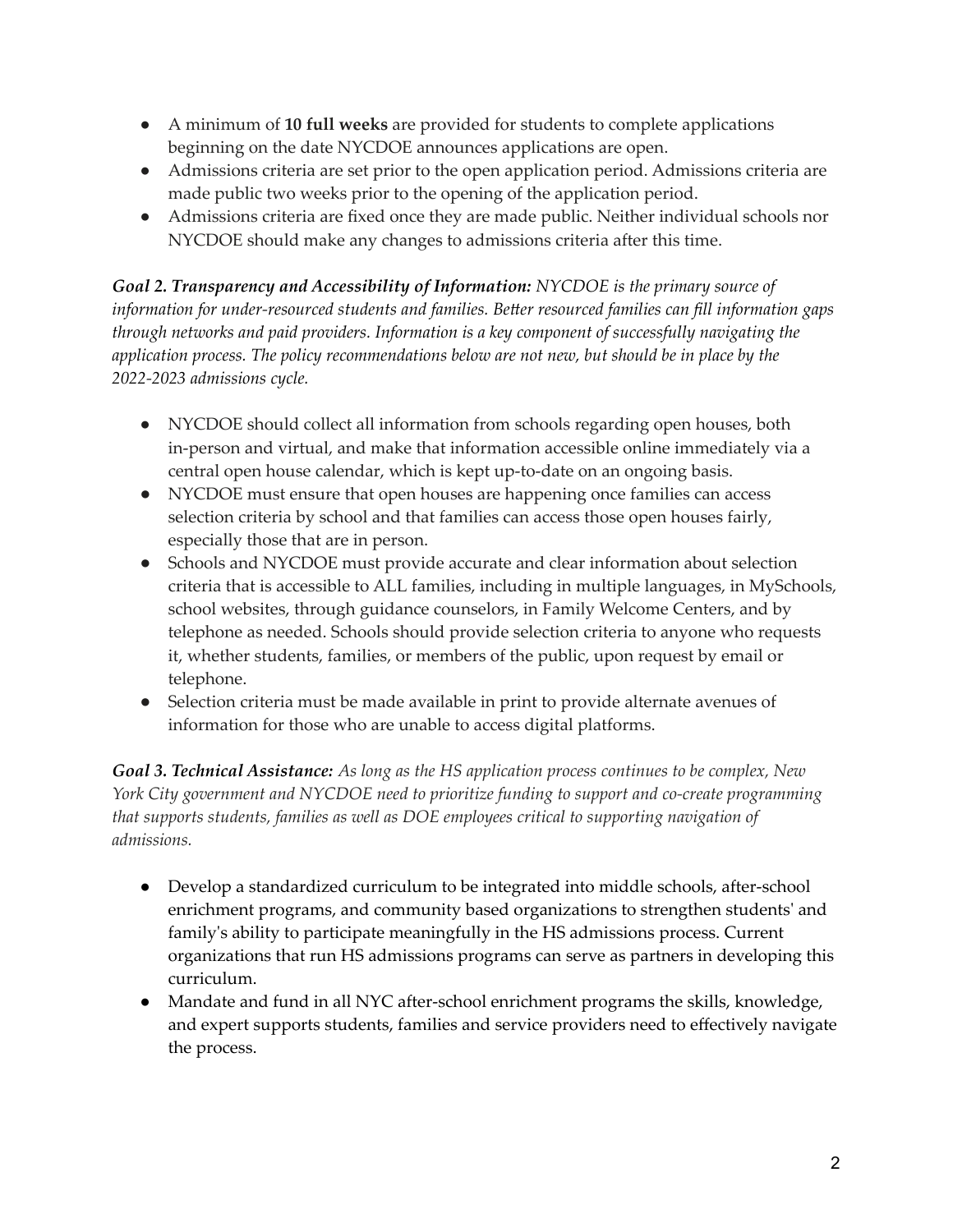- A minimum of **10 full weeks** are provided for students to complete applications beginning on the date NYCDOE announces applications are open.
- Admissions criteria are set prior to the open application period. Admissions criteria are made public two weeks prior to the opening of the application period.
- Admissions criteria are fixed once they are made public. Neither individual schools nor NYCDOE should make any changes to admissions criteria after this time.

***Goal 2. Transparency and Accessibility of Information:*** *NYCDOE is the primary source of information for under-resourced students and families. Better resourced families can fill information gaps through networks and paid providers. Information is a key component of successfully navigating the application process. The policy recommendations below are not new, but should be in place by the 2022-2023 admissions cycle.*

- NYCDOE should collect all information from schools regarding open houses, both in-person and virtual, and make that information accessible online immediately via a central open house calendar, which is kept up-to-date on an ongoing basis.
- NYCDOE must ensure that open houses are happening once families can access selection criteria by school and that families can access those open houses fairly, especially those that are in person.
- Schools and NYCDOE must provide accurate and clear information about selection criteria that is accessible to ALL families, including in multiple languages, in MySchools, school websites, through guidance counselors, in Family Welcome Centers, and by telephone as needed. Schools should provide selection criteria to anyone who requests it, whether students, families, or members of the public, upon request by email or telephone.
- Selection criteria must be made available in print to provide alternate avenues of information for those who are unable to access digital platforms.

***Goal 3. Technical Assistance:*** *As long as the HS application process continues to be complex, New York City government and NYCDOE need to prioritize funding to support and co-create programming that supports students, families as well as DOE employees critical to supporting navigation of admissions.*

- Develop a standardized curriculum to be integrated into middle schools, after-school enrichment programs, and community based organizations to strengthen students' and family's ability to participate meaningfully in the HS admissions process. Current organizations that run HS admissions programs can serve as partners in developing this curriculum.
- Mandate and fund in all NYC after-school enrichment programs the skills, knowledge, and expert supports students, families and service providers need to effectively navigate the process.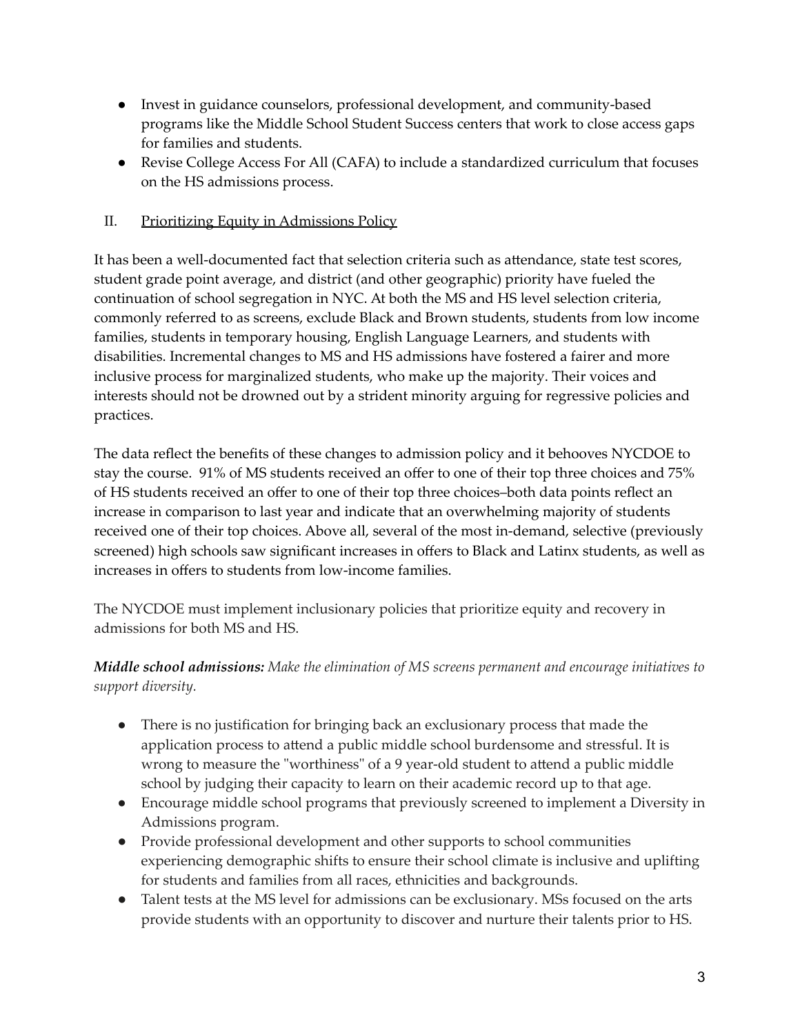- Invest in guidance counselors, professional development, and community-based programs like the Middle School Student Success centers that work to close access gaps for families and students.
- Revise College Access For All (CAFA) to include a standardized curriculum that focuses on the HS admissions process.

## II. Prioritizing Equity in Admissions Policy

It has been a well-documented fact that selection criteria such as attendance, state test scores, student grade point average, and district (and other geographic) priority have fueled the continuation of school segregation in NYC. At both the MS and HS level selection criteria, commonly referred to as screens, exclude Black and Brown students, students from low income families, students in temporary housing, English Language Learners, and students with disabilities. Incremental changes to MS and HS admissions have fostered a fairer and more inclusive process for marginalized students, who make up the majority. Their voices and interests should not be drowned out by a strident minority arguing for regressive policies and practices.

The data reflect the benefits of these changes to admission policy and it behooves NYCDOE to stay the course. 91% of MS students received an offer to one of their top three choices and 75% of HS students received an offer to one of their top three choices–both data points reflect an increase in comparison to last year and indicate that an overwhelming majority of students received one of their top choices. Above all, several of the most in-demand, selective (previously screened) high schools saw significant increases in offers to Black and Latinx students, as well as increases in offers to students from low-income families.

The NYCDOE must implement inclusionary policies that prioritize equity and recovery in admissions for both MS and HS.

***Middle school admissions:*** *Make the elimination of MS screens permanent and encourage initiatives to support diversity.*

- There is no justification for bringing back an exclusionary process that made the application process to attend a public middle school burdensome and stressful. It is wrong to measure the "worthiness" of a 9 year-old student to attend a public middle school by judging their capacity to learn on their academic record up to that age.
- Encourage middle school programs that previously screened to implement a Diversity in Admissions program.
- Provide professional development and other supports to school communities experiencing demographic shifts to ensure their school climate is inclusive and uplifting for students and families from all races, ethnicities and backgrounds.
- Talent tests at the MS level for admissions can be exclusionary. MSs focused on the arts provide students with an opportunity to discover and nurture their talents prior to HS.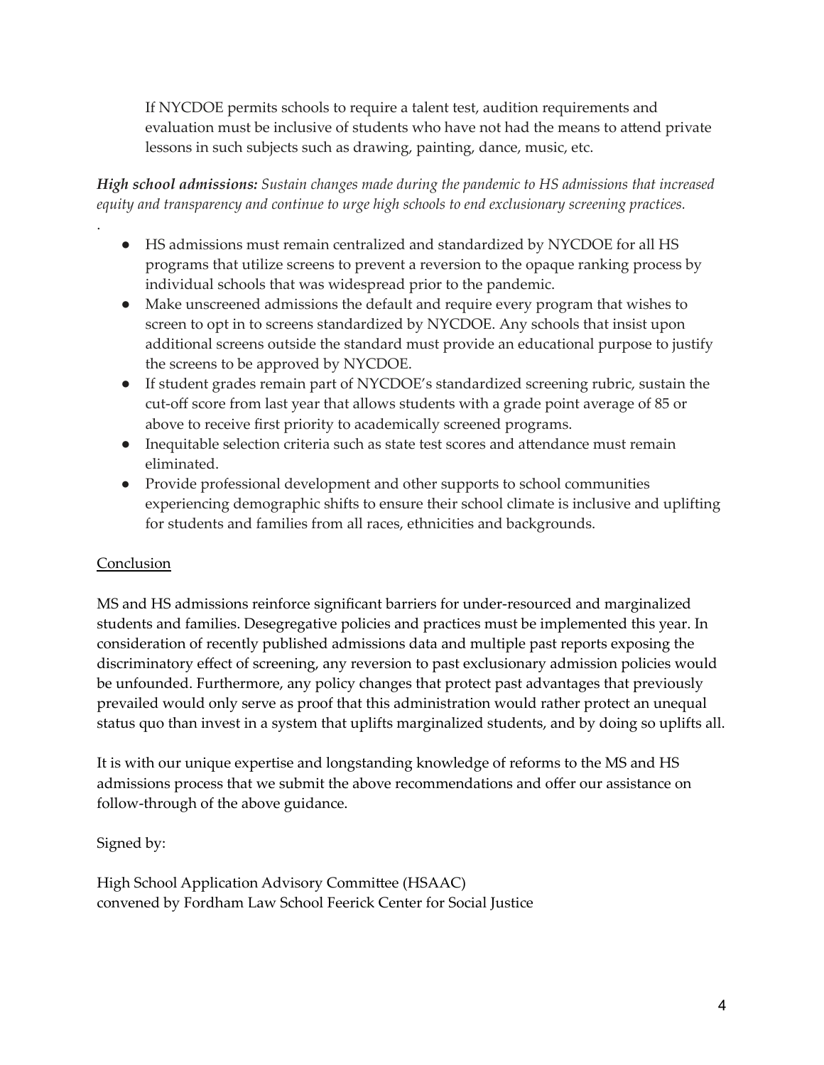If NYCDOE permits schools to require a talent test, audition requirements and evaluation must be inclusive of students who have not had the means to attend private lessons in such subjects such as drawing, painting, dance, music, etc.

***High school admissions:*** *Sustain changes made during the pandemic to HS admissions that increased equity and transparency and continue to urge high schools to end exclusionary screening practices.*

.

- HS admissions must remain centralized and standardized by NYCDOE for all HS programs that utilize screens to prevent a reversion to the opaque ranking process by individual schools that was widespread prior to the pandemic.
- Make unscreened admissions the default and require every program that wishes to screen to opt in to screens standardized by NYCDOE. Any schools that insist upon additional screens outside the standard must provide an educational purpose to justify the screens to be approved by NYCDOE.
- If student grades remain part of NYCDOE's standardized screening rubric, sustain the cut-off score from last year that allows students with a grade point average of 85 or above to receive first priority to academically screened programs.
- Inequitable selection criteria such as state test scores and attendance must remain eliminated.
- Provide professional development and other supports to school communities experiencing demographic shifts to ensure their school climate is inclusive and uplifting for students and families from all races, ethnicities and backgrounds.

<u>Conclusion</u>

MS and HS admissions reinforce significant barriers for under-resourced and marginalized students and families. Desegregative policies and practices must be implemented this year. In consideration of recently published admissions data and multiple past reports exposing the discriminatory effect of screening, any reversion to past exclusionary admission policies would be unfounded. Furthermore, any policy changes that protect past advantages that previously prevailed would only serve as proof that this administration would rather protect an unequal status quo than invest in a system that uplifts marginalized students, and by doing so uplifts all.

It is with our unique expertise and longstanding knowledge of reforms to the MS and HS admissions process that we submit the above recommendations and offer our assistance on follow-through of the above guidance.

Signed by:

High School Application Advisory Committee (HSAAC)
convened by Fordham Law School Feerick Center for Social Justice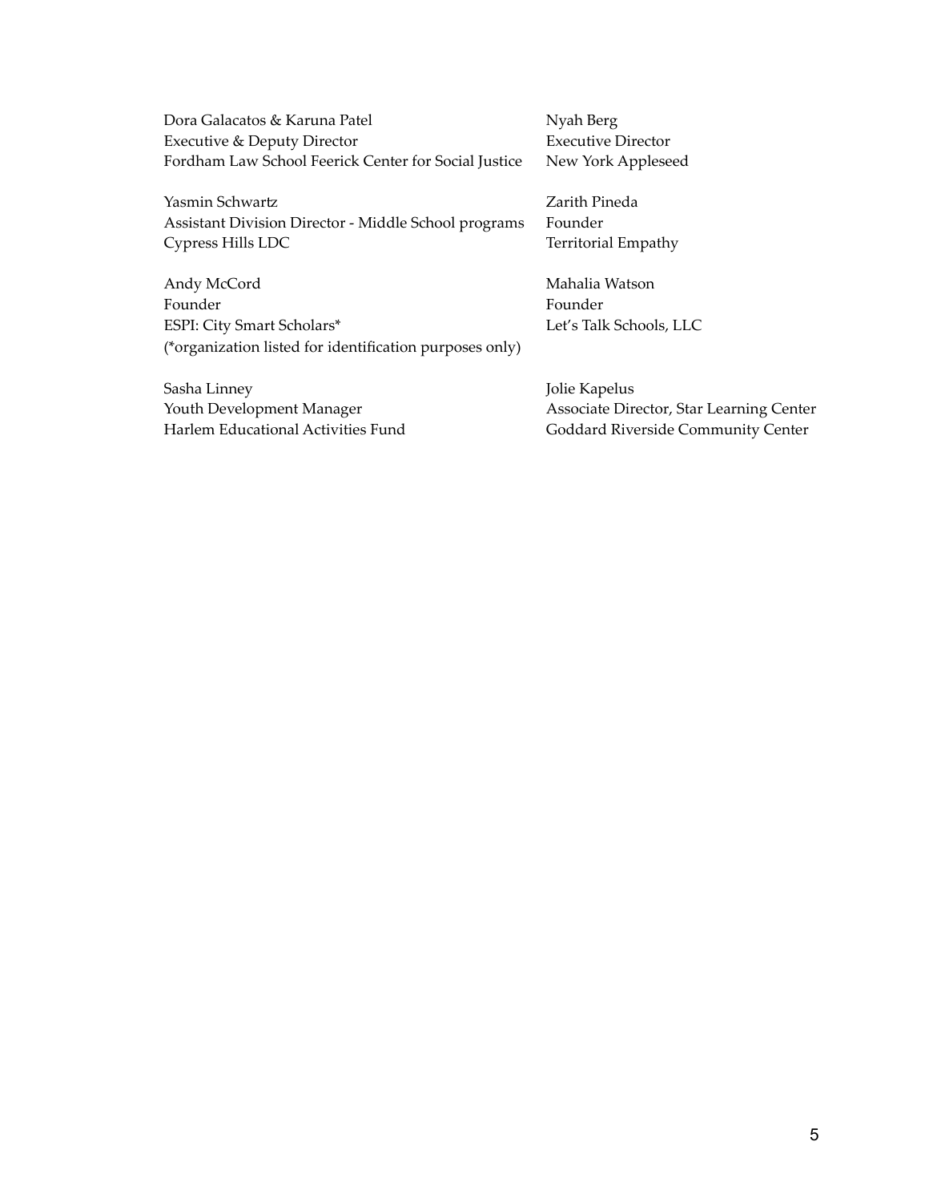Dora Galacatos & Karuna Patel
Executive & Deputy Director
Fordham Law School Feerick Center for Social Justice

Nyah Berg
Executive Director
New York Appleseed

Yasmin Schwartz
Assistant Division Director - Middle School programs
Cypress Hills LDC

Zarith Pineda
Founder
Territorial Empathy

Andy McCord
Founder
ESPI: City Smart Scholars*
(*organization listed for identification purposes only)

Mahalia Watson
Founder
Let's Talk Schools, LLC

Sasha Linney
Youth Development Manager
Harlem Educational Activities Fund

Jolie Kapelus
Associate Director, Star Learning Center
Goddard Riverside Community Center